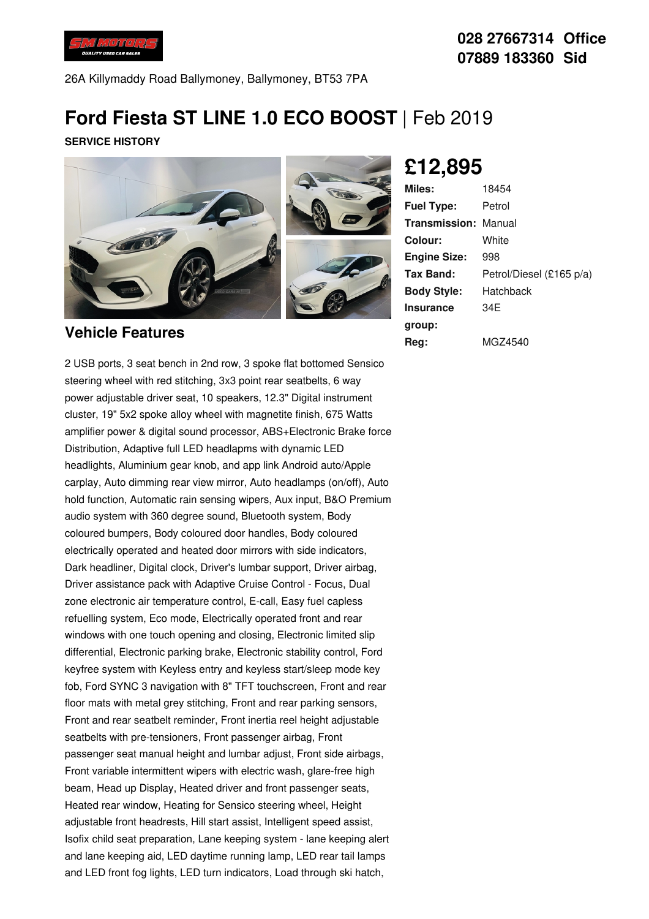028 27667314 Office
07889 183360 Sid

26A Killymaddy Road Ballymoney, Ballymoney, BT53 7PA

# Ford Fiesta ST LINE 1.0 ECO BOOST | Feb 2019

**SERVICE HISTORY**

## £12,895

| | |
|---|---|
| **Miles:** | 18454 |
| **Fuel Type:** | Petrol |
| **Transmission:** | Manual |
| **Colour:** | White |
| **Engine Size:** | 998 |
| **Tax Band:** | Petrol/Diesel (£165 p/a) |
| **Body Style:** | Hatchback |
| **Insurance group:** | 34E |
| **Reg:** | MGZ4540 |

## Vehicle Features

2 USB ports, 3 seat bench in 2nd row, 3 spoke flat bottomed Sensico steering wheel with red stitching, 3x3 point rear seatbelts, 6 way power adjustable driver seat, 10 speakers, 12.3" Digital instrument cluster, 19" 5x2 spoke alloy wheel with magnetite finish, 675 Watts amplifier power & digital sound processor, ABS+Electronic Brake force Distribution, Adaptive full LED headlapms with dynamic LED headlights, Aluminium gear knob, and app link Android auto/Apple carplay, Auto dimming rear view mirror, Auto headlamps (on/off), Auto hold function, Automatic rain sensing wipers, Aux input, B&O Premium audio system with 360 degree sound, Bluetooth system, Body coloured bumpers, Body coloured door handles, Body coloured electrically operated and heated door mirrors with side indicators, Dark headliner, Digital clock, Driver's lumbar support, Driver airbag, Driver assistance pack with Adaptive Cruise Control - Focus, Dual zone electronic air temperature control, E-call, Easy fuel capless refuelling system, Eco mode, Electrically operated front and rear windows with one touch opening and closing, Electronic limited slip differential, Electronic parking brake, Electronic stability control, Ford keyfree system with Keyless entry and keyless start/sleep mode key fob, Ford SYNC 3 navigation with 8" TFT touchscreen, Front and rear floor mats with metal grey stitching, Front and rear parking sensors, Front and rear seatbelt reminder, Front inertia reel height adjustable seatbelts with pre-tensioners, Front passenger airbag, Front passenger seat manual height and lumbar adjust, Front side airbags, Front variable intermittent wipers with electric wash, glare-free high beam, Head up Display, Heated driver and front passenger seats, Heated rear window, Heating for Sensico steering wheel, Height adjustable front headrests, Hill start assist, Intelligent speed assist, Isofix child seat preparation, Lane keeping system - lane keeping alert and lane keeping aid, LED daytime running lamp, LED rear tail lamps and LED front fog lights, LED turn indicators, Load through ski hatch,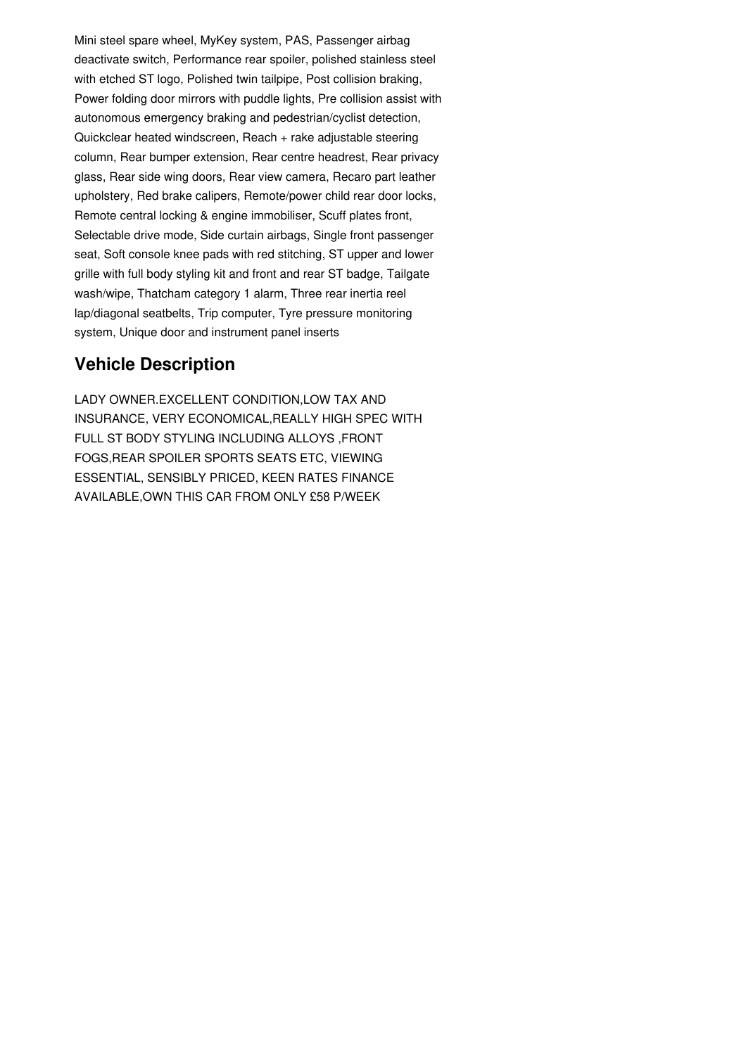Mini steel spare wheel, MyKey system, PAS, Passenger airbag deactivate switch, Performance rear spoiler, polished stainless steel with etched ST logo, Polished twin tailpipe, Post collision braking, Power folding door mirrors with puddle lights, Pre collision assist with autonomous emergency braking and pedestrian/cyclist detection, Quickclear heated windscreen, Reach + rake adjustable steering column, Rear bumper extension, Rear centre headrest, Rear privacy glass, Rear side wing doors, Rear view camera, Recaro part leather upholstery, Red brake calipers, Remote/power child rear door locks, Remote central locking & engine immobiliser, Scuff plates front, Selectable drive mode, Side curtain airbags, Single front passenger seat, Soft console knee pads with red stitching, ST upper and lower grille with full body styling kit and front and rear ST badge, Tailgate wash/wipe, Thatcham category 1 alarm, Three rear inertia reel lap/diagonal seatbelts, Trip computer, Tyre pressure monitoring system, Unique door and instrument panel inserts

## Vehicle Description

LADY OWNER.EXCELLENT CONDITION,LOW TAX AND INSURANCE, VERY ECONOMICAL,REALLY HIGH SPEC WITH FULL ST BODY STYLING INCLUDING ALLOYS ,FRONT FOGS,REAR SPOILER SPORTS SEATS ETC, VIEWING ESSENTIAL, SENSIBLY PRICED, KEEN RATES FINANCE AVAILABLE,OWN THIS CAR FROM ONLY £58 P/WEEK